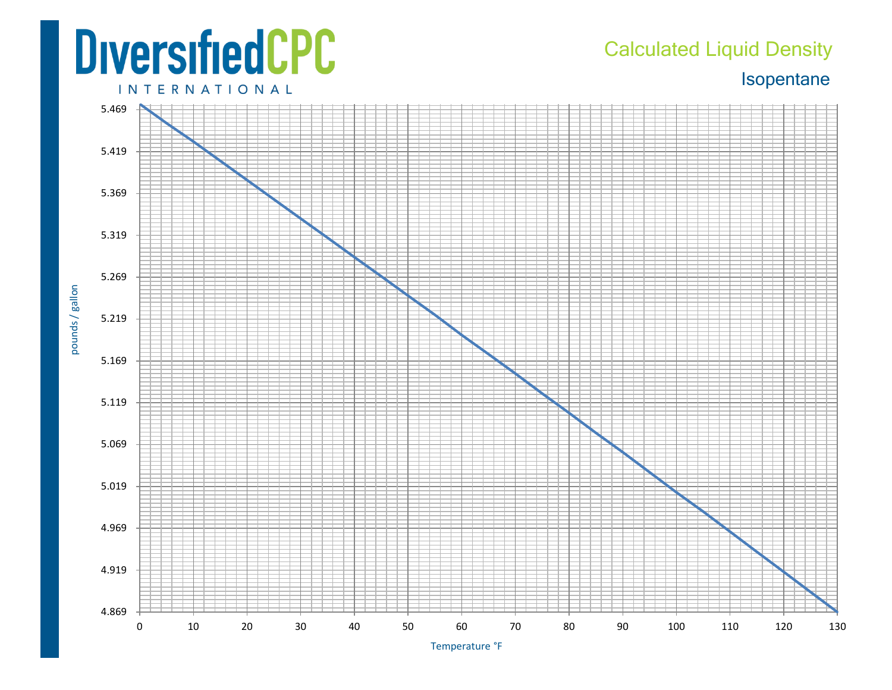DiversifiedCPC

INTERNATIONAL

# Calculated Liquid Density

## Isopentane

pounds / gallon

5.469
5.419
5.369
5.319
5.269
5.219
5.169
5.119
5.069
5.019
4.969
4.919
4.869

0 10 20 30 40 50 60 70 80 90 100 110 120 130

Temperature °F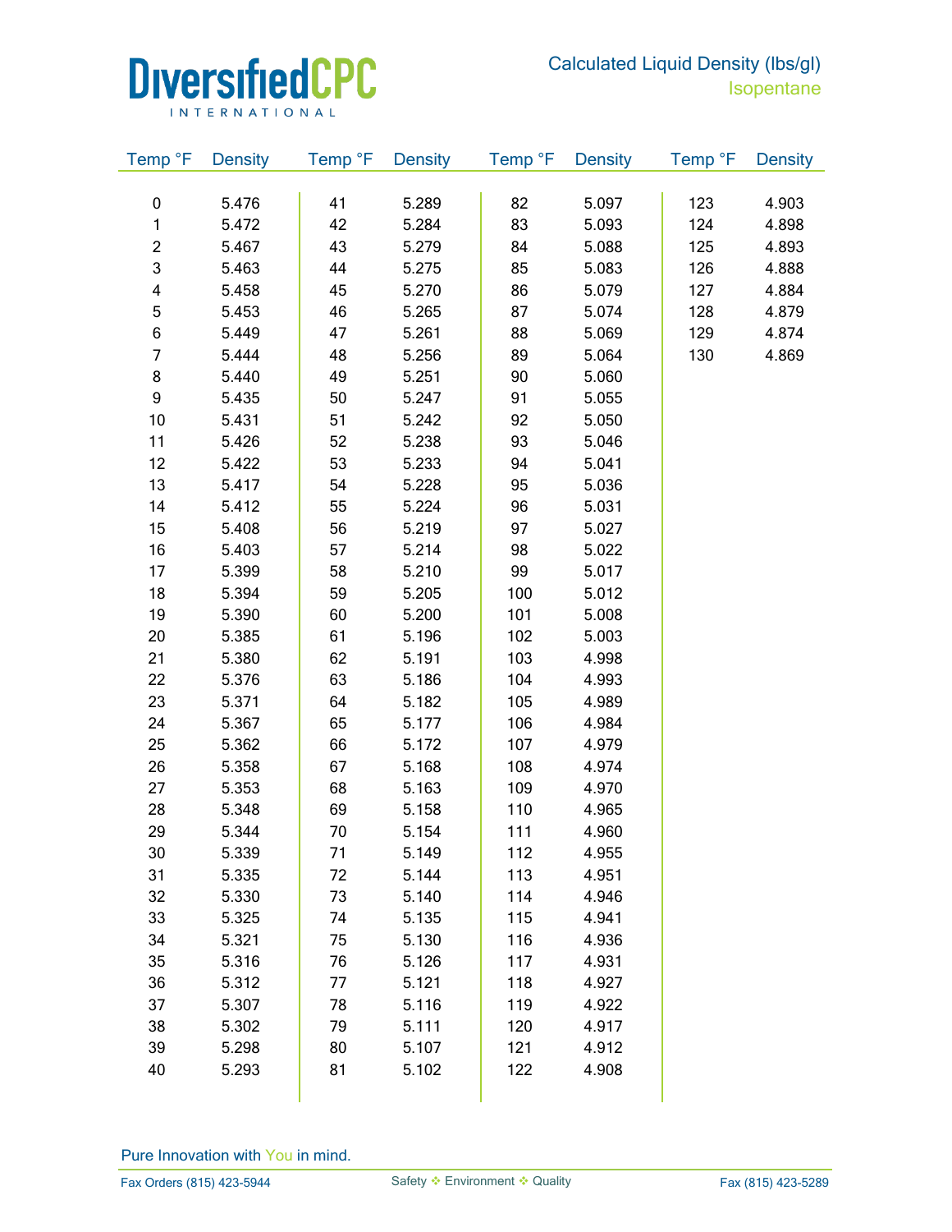DiversifiedCPC INTERNATIONAL

# Calculated Liquid Density (lbs/gl)

## Isopentane

| Temp °F | Density | Temp °F | Density | Temp °F | Density | Temp °F | Density |
|---|---|---|---|---|---|---|---|
| 0 | 5.476 | 41 | 5.289 | 82 | 5.097 | 123 | 4.903 |
| 1 | 5.472 | 42 | 5.284 | 83 | 5.093 | 124 | 4.898 |
| 2 | 5.467 | 43 | 5.279 | 84 | 5.088 | 125 | 4.893 |
| 3 | 5.463 | 44 | 5.275 | 85 | 5.083 | 126 | 4.888 |
| 4 | 5.458 | 45 | 5.270 | 86 | 5.079 | 127 | 4.884 |
| 5 | 5.453 | 46 | 5.265 | 87 | 5.074 | 128 | 4.879 |
| 6 | 5.449 | 47 | 5.261 | 88 | 5.069 | 129 | 4.874 |
| 7 | 5.444 | 48 | 5.256 | 89 | 5.064 | 130 | 4.869 |
| 8 | 5.440 | 49 | 5.251 | 90 | 5.060 | | |
| 9 | 5.435 | 50 | 5.247 | 91 | 5.055 | | |
| 10 | 5.431 | 51 | 5.242 | 92 | 5.050 | | |
| 11 | 5.426 | 52 | 5.238 | 93 | 5.046 | | |
| 12 | 5.422 | 53 | 5.233 | 94 | 5.041 | | |
| 13 | 5.417 | 54 | 5.228 | 95 | 5.036 | | |
| 14 | 5.412 | 55 | 5.224 | 96 | 5.031 | | |
| 15 | 5.408 | 56 | 5.219 | 97 | 5.027 | | |
| 16 | 5.403 | 57 | 5.214 | 98 | 5.022 | | |
| 17 | 5.399 | 58 | 5.210 | 99 | 5.017 | | |
| 18 | 5.394 | 59 | 5.205 | 100 | 5.012 | | |
| 19 | 5.390 | 60 | 5.200 | 101 | 5.008 | | |
| 20 | 5.385 | 61 | 5.196 | 102 | 5.003 | | |
| 21 | 5.380 | 62 | 5.191 | 103 | 4.998 | | |
| 22 | 5.376 | 63 | 5.186 | 104 | 4.993 | | |
| 23 | 5.371 | 64 | 5.182 | 105 | 4.989 | | |
| 24 | 5.367 | 65 | 5.177 | 106 | 4.984 | | |
| 25 | 5.362 | 66 | 5.172 | 107 | 4.979 | | |
| 26 | 5.358 | 67 | 5.168 | 108 | 4.974 | | |
| 27 | 5.353 | 68 | 5.163 | 109 | 4.970 | | |
| 28 | 5.348 | 69 | 5.158 | 110 | 4.965 | | |
| 29 | 5.344 | 70 | 5.154 | 111 | 4.960 | | |
| 30 | 5.339 | 71 | 5.149 | 112 | 4.955 | | |
| 31 | 5.335 | 72 | 5.144 | 113 | 4.951 | | |
| 32 | 5.330 | 73 | 5.140 | 114 | 4.946 | | |
| 33 | 5.325 | 74 | 5.135 | 115 | 4.941 | | |
| 34 | 5.321 | 75 | 5.130 | 116 | 4.936 | | |
| 35 | 5.316 | 76 | 5.126 | 117 | 4.931 | | |
| 36 | 5.312 | 77 | 5.121 | 118 | 4.927 | | |
| 37 | 5.307 | 78 | 5.116 | 119 | 4.922 | | |
| 38 | 5.302 | 79 | 5.111 | 120 | 4.917 | | |
| 39 | 5.298 | 80 | 5.107 | 121 | 4.912 | | |
| 40 | 5.293 | 81 | 5.102 | 122 | 4.908 | | |

Pure Innovation with You in mind.

Fax Orders (815) 423-5944 — Safety ❖ Environment ❖ Quality — Fax (815) 423-5289